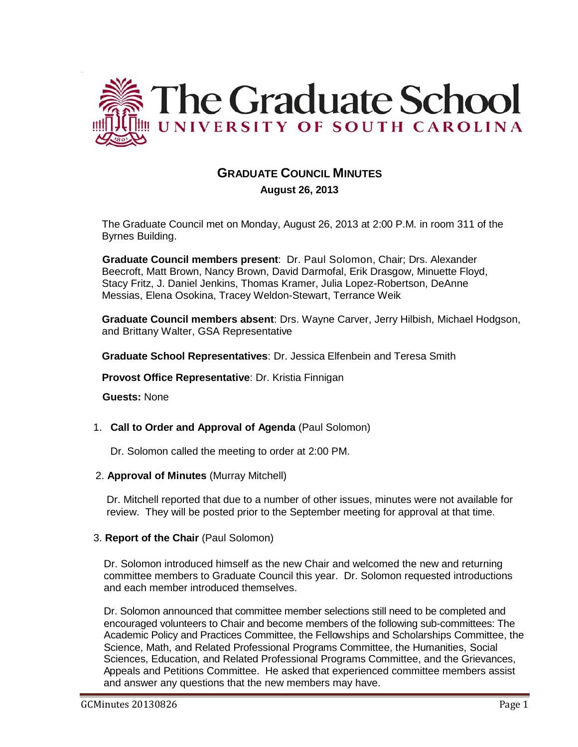# The Graduate School
## UNIVERSITY OF SOUTH CAROLINA

## GRADUATE COUNCIL MINUTES

**August 26, 2013**

The Graduate Council met on Monday, August 26, 2013 at 2:00 P.M. in room 311 of the Byrnes Building.

**Graduate Council members present**: Dr. Paul Solomon, Chair; Drs. Alexander Beecroft, Matt Brown, Nancy Brown, David Darmofal, Erik Drasgow, Minuette Floyd, Stacy Fritz, J. Daniel Jenkins, Thomas Kramer, Julia Lopez-Robertson, DeAnne Messias, Elena Osokina, Tracey Weldon-Stewart, Terrance Weik

**Graduate Council members absent**: Drs. Wayne Carver, Jerry Hilbish, Michael Hodgson, and Brittany Walter, GSA Representative

**Graduate School Representatives**: Dr. Jessica Elfenbein and Teresa Smith

**Provost Office Representative**: Dr. Kristia Finnigan

**Guests:** None

1. **Call to Order and Approval of Agenda** (Paul Solomon)

   Dr. Solomon called the meeting to order at 2:00 PM.

2. **Approval of Minutes** (Murray Mitchell)

   Dr. Mitchell reported that due to a number of other issues, minutes were not available for review. They will be posted prior to the September meeting for approval at that time.

3. **Report of the Chair** (Paul Solomon)

   Dr. Solomon introduced himself as the new Chair and welcomed the new and returning committee members to Graduate Council this year. Dr. Solomon requested introductions and each member introduced themselves.

   Dr. Solomon announced that committee member selections still need to be completed and encouraged volunteers to Chair and become members of the following sub-committees: The Academic Policy and Practices Committee, the Fellowships and Scholarships Committee, the Science, Math, and Related Professional Programs Committee, the Humanities, Social Sciences, Education, and Related Professional Programs Committee, and the Grievances, Appeals and Petitions Committee. He asked that experienced committee members assist and answer any questions that the new members may have.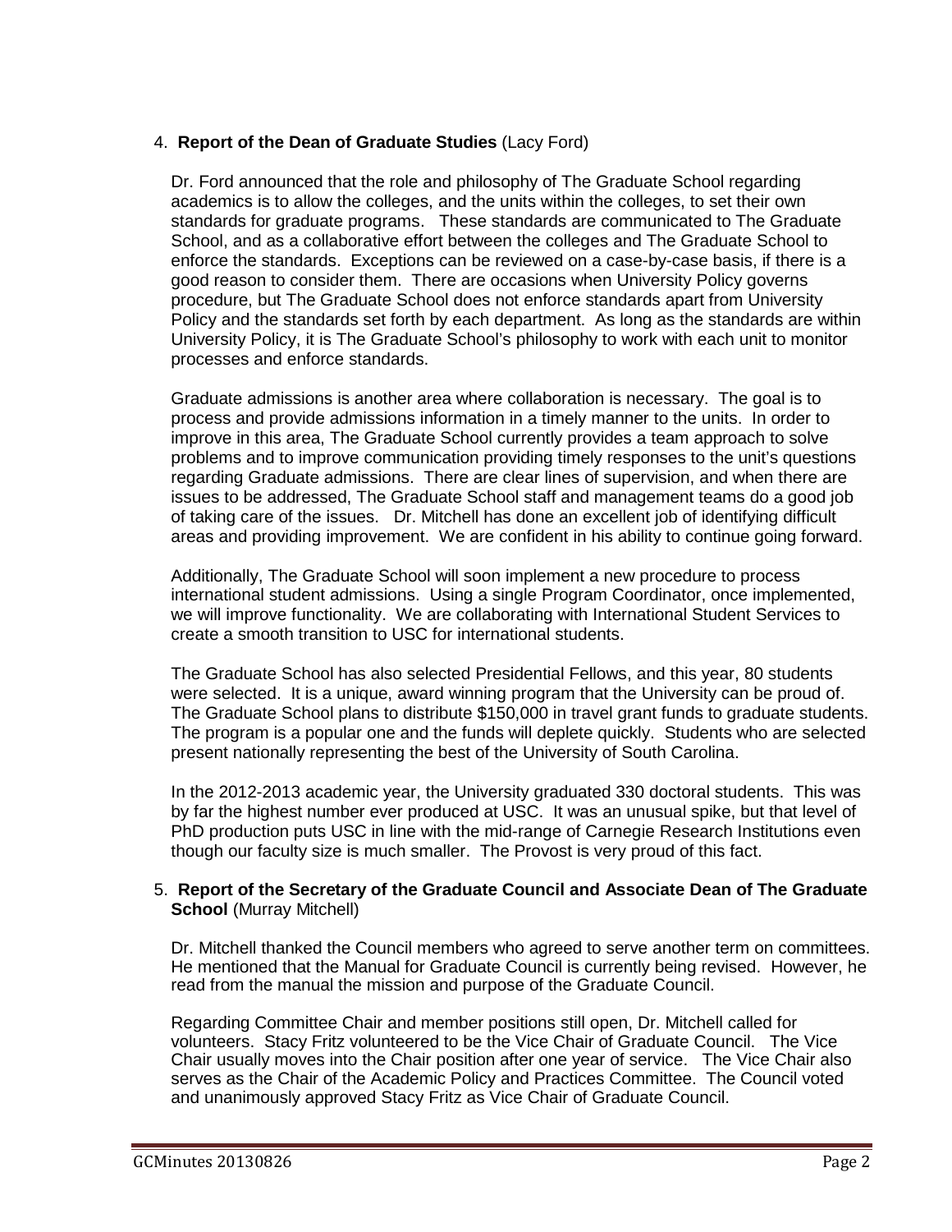4. **Report of the Dean of Graduate Studies** (Lacy Ford)

   Dr. Ford announced that the role and philosophy of The Graduate School regarding academics is to allow the colleges, and the units within the colleges, to set their own standards for graduate programs. These standards are communicated to The Graduate School, and as a collaborative effort between the colleges and The Graduate School to enforce the standards. Exceptions can be reviewed on a case-by-case basis, if there is a good reason to consider them. There are occasions when University Policy governs procedure, but The Graduate School does not enforce standards apart from University Policy and the standards set forth by each department. As long as the standards are within University Policy, it is The Graduate School's philosophy to work with each unit to monitor processes and enforce standards.

   Graduate admissions is another area where collaboration is necessary. The goal is to process and provide admissions information in a timely manner to the units. In order to improve in this area, The Graduate School currently provides a team approach to solve problems and to improve communication providing timely responses to the unit's questions regarding Graduate admissions. There are clear lines of supervision, and when there are issues to be addressed, The Graduate School staff and management teams do a good job of taking care of the issues. Dr. Mitchell has done an excellent job of identifying difficult areas and providing improvement. We are confident in his ability to continue going forward.

   Additionally, The Graduate School will soon implement a new procedure to process international student admissions. Using a single Program Coordinator, once implemented, we will improve functionality. We are collaborating with International Student Services to create a smooth transition to USC for international students.

   The Graduate School has also selected Presidential Fellows, and this year, 80 students were selected. It is a unique, award winning program that the University can be proud of. The Graduate School plans to distribute $150,000 in travel grant funds to graduate students. The program is a popular one and the funds will deplete quickly. Students who are selected present nationally representing the best of the University of South Carolina.

   In the 2012-2013 academic year, the University graduated 330 doctoral students. This was by far the highest number ever produced at USC. It was an unusual spike, but that level of PhD production puts USC in line with the mid-range of Carnegie Research Institutions even though our faculty size is much smaller. The Provost is very proud of this fact.

5. **Report of the Secretary of the Graduate Council and Associate Dean of The Graduate School** (Murray Mitchell)

   Dr. Mitchell thanked the Council members who agreed to serve another term on committees. He mentioned that the Manual for Graduate Council is currently being revised. However, he read from the manual the mission and purpose of the Graduate Council.

   Regarding Committee Chair and member positions still open, Dr. Mitchell called for volunteers. Stacy Fritz volunteered to be the Vice Chair of Graduate Council. The Vice Chair usually moves into the Chair position after one year of service. The Vice Chair also serves as the Chair of the Academic Policy and Practices Committee. The Council voted and unanimously approved Stacy Fritz as Vice Chair of Graduate Council.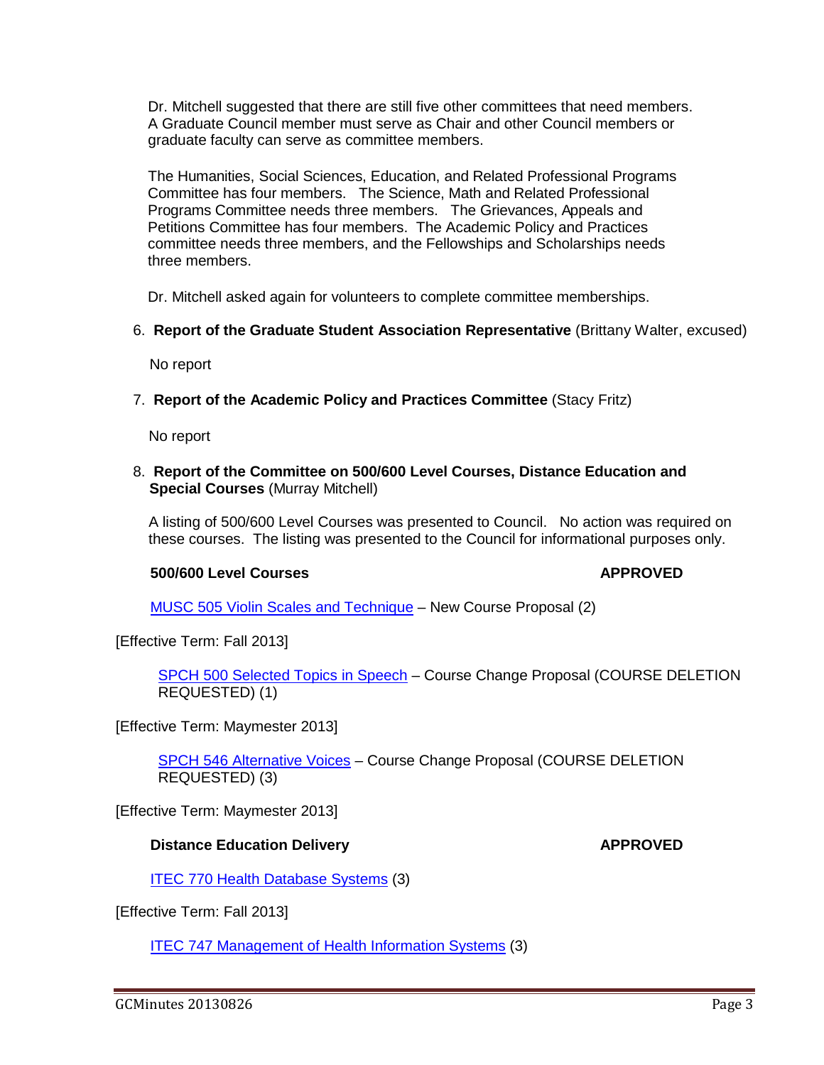Dr. Mitchell suggested that there are still five other committees that need members. A Graduate Council member must serve as Chair and other Council members or graduate faculty can serve as committee members.

The Humanities, Social Sciences, Education, and Related Professional Programs Committee has four members. The Science, Math and Related Professional Programs Committee needs three members. The Grievances, Appeals and Petitions Committee has four members. The Academic Policy and Practices committee needs three members, and the Fellowships and Scholarships needs three members.

Dr. Mitchell asked again for volunteers to complete committee memberships.

6. **Report of the Graduate Student Association Representative** (Brittany Walter, excused)

   No report

7. **Report of the Academic Policy and Practices Committee** (Stacy Fritz)

   No report

8. **Report of the Committee on 500/600 Level Courses, Distance Education and Special Courses** (Murray Mitchell)

   A listing of 500/600 Level Courses was presented to Council. No action was required on these courses. The listing was presented to the Council for informational purposes only.

   **500/600 Level Courses** **APPROVED**

   MUSC 505 Violin Scales and Technique – New Course Proposal (2)

[Effective Term: Fall 2013]

   SPCH 500 Selected Topics in Speech – Course Change Proposal (COURSE DELETION REQUESTED) (1)

[Effective Term: Maymester 2013]

   SPCH 546 Alternative Voices – Course Change Proposal (COURSE DELETION REQUESTED) (3)

[Effective Term: Maymester 2013]

   **Distance Education Delivery** **APPROVED**

   ITEC 770 Health Database Systems (3)

[Effective Term: Fall 2013]

   ITEC 747 Management of Health Information Systems (3)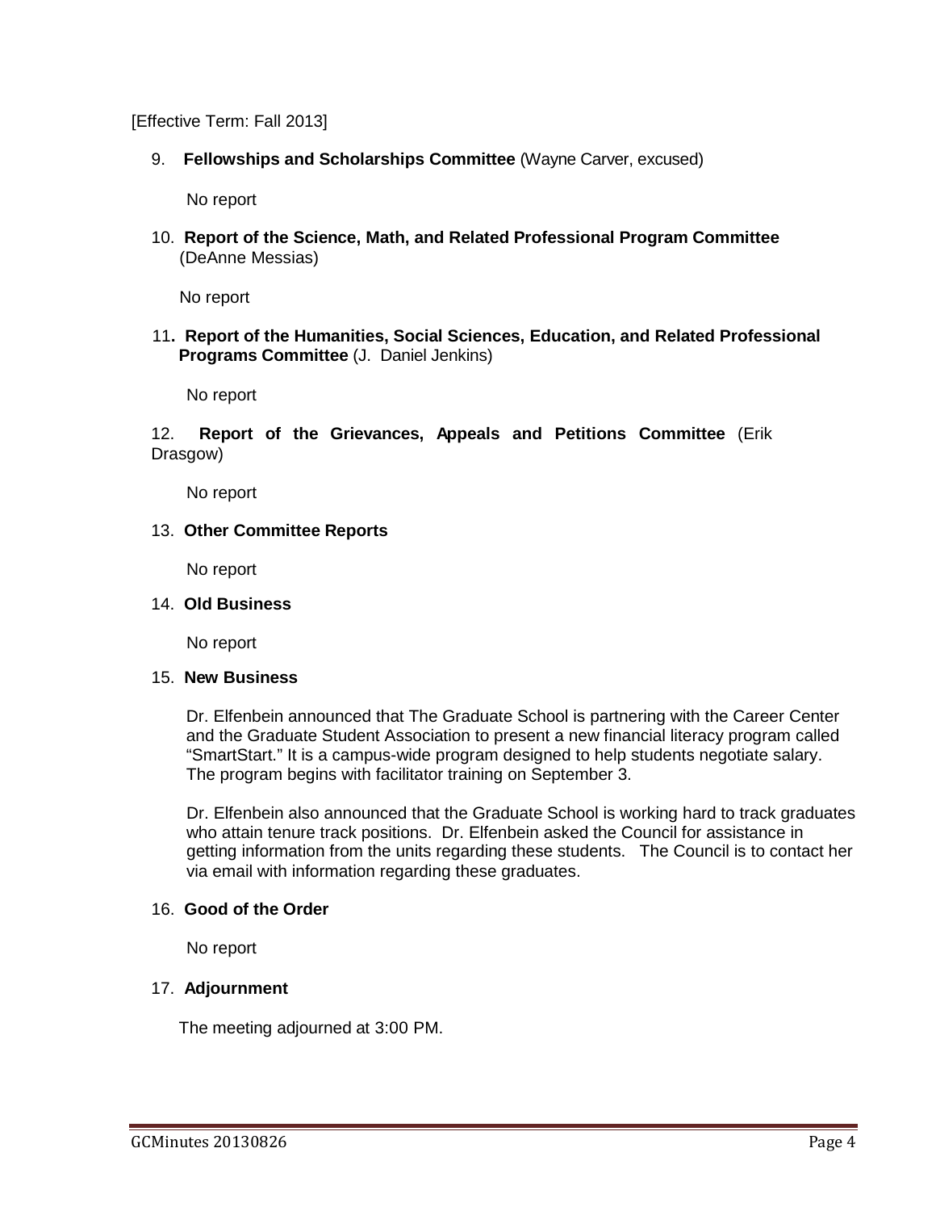[Effective Term: Fall 2013]

9. **Fellowships and Scholarships Committee** (Wayne Carver, excused)

   No report

10. **Report of the Science, Math, and Related Professional Program Committee** (DeAnne Messias)

    No report

11. **Report of the Humanities, Social Sciences, Education, and Related Professional Programs Committee** (J. Daniel Jenkins)

    No report

12. **Report of the Grievances, Appeals and Petitions Committee** (Erik Drasgow)

    No report

13. **Other Committee Reports**

    No report

14. **Old Business**

    No report

15. **New Business**

    Dr. Elfenbein announced that The Graduate School is partnering with the Career Center and the Graduate Student Association to present a new financial literacy program called "SmartStart." It is a campus-wide program designed to help students negotiate salary. The program begins with facilitator training on September 3.

    Dr. Elfenbein also announced that the Graduate School is working hard to track graduates who attain tenure track positions. Dr. Elfenbein asked the Council for assistance in getting information from the units regarding these students. The Council is to contact her via email with information regarding these graduates.

16. **Good of the Order**

    No report

17. **Adjournment**

    The meeting adjourned at 3:00 PM.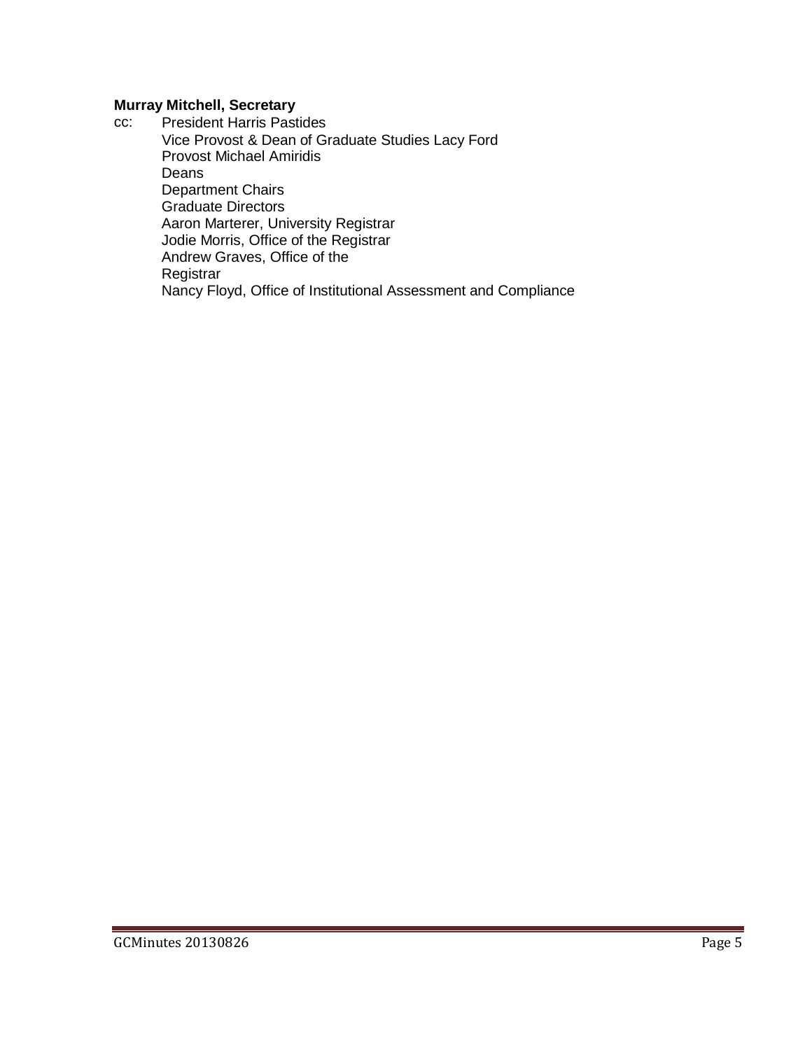**Murray Mitchell, Secretary**

cc: President Harris Pastides
Vice Provost & Dean of Graduate Studies Lacy Ford
Provost Michael Amiridis
Deans
Department Chairs
Graduate Directors
Aaron Marterer, University Registrar
Jodie Morris, Office of the Registrar
Andrew Graves, Office of the Registrar
Nancy Floyd, Office of Institutional Assessment and Compliance